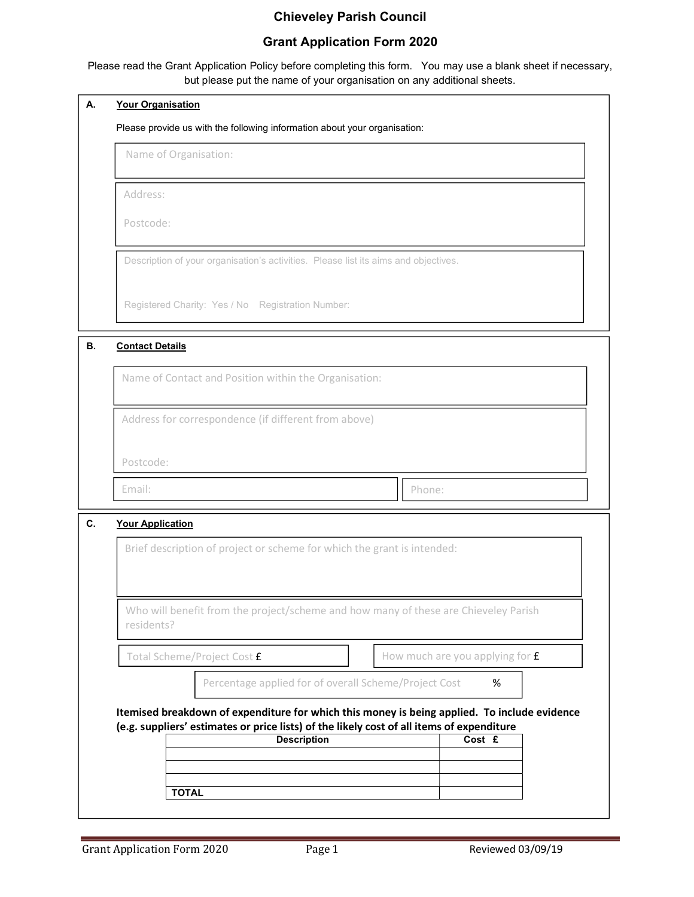# Chieveley Parish Council

## Grant Application Form 2020

Please read the Grant Application Policy before completing this form. You may use a blank sheet if necessary, but please put the name of your organisation on any additional sheets.

### A. Your Organisation

Please provide us with the following information about your organisation:

Name of Organisation:

Address:

Postcode:

Description of your organisation's activities. Please list its aims and objectives.

Registered Charity: Yes / No Registration Number:

### B. Contact Details

Name of Contact and Position within the Organisation:

Address for correspondence (if different from above)

Postcode:

Email:

Phone:

### C. Your Application

Brief description of project or scheme for which the grant is intended:

Who will benefit from the project/scheme and how many of these are Chieveley Parish residents?

Total Scheme/Project Cost £

How much are you applying for £

Percentage applied for of overall Scheme/Project Cost %

**Itemised breakdown of expenditure for which this money is being applied. To include evidence (e.g. suppliers' estimates or price lists) of the likely cost of all items of expenditure**

| Description | Cost £ |
|---|---|
| | |
| | |
| | |
| **TOTAL** | |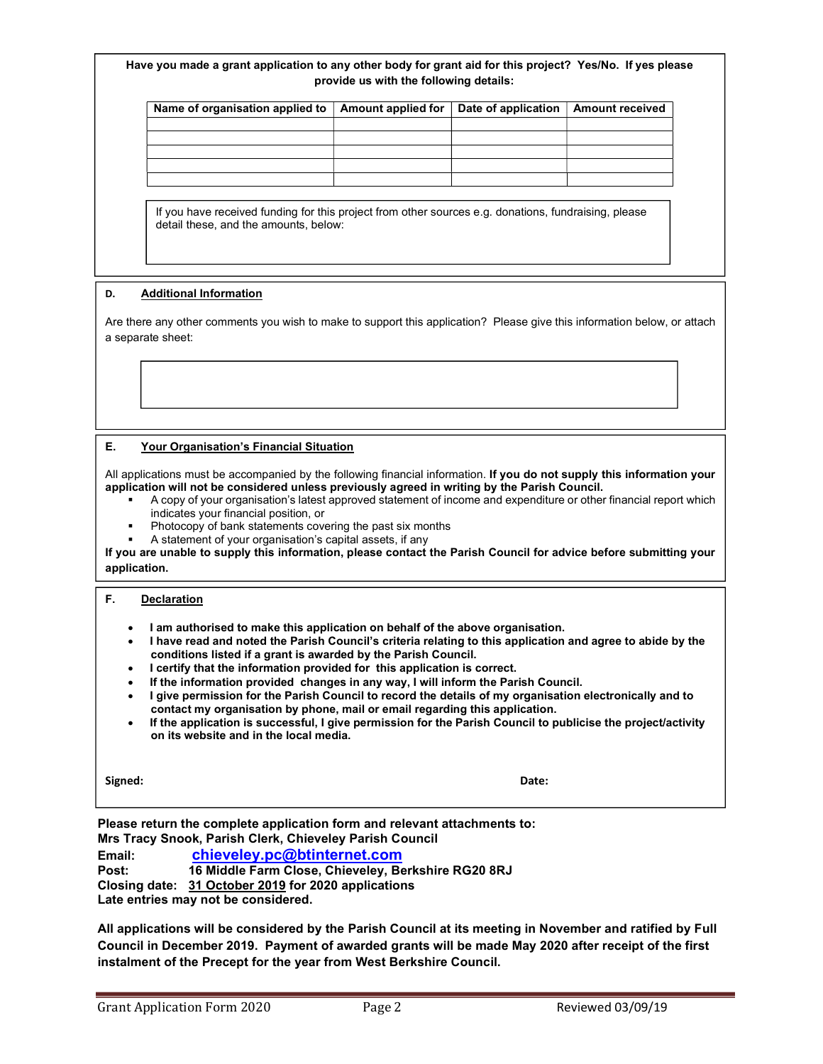**Have you made a grant application to any other body for grant aid for this project? Yes/No. If yes please provide us with the following details:**

| Name of organisation applied to | Amount applied for | Date of application | Amount received |
|---|---|---|---|
| | | | |
| | | | |
| | | | |
| | | | |
| | | | |

If you have received funding for this project from other sources e.g. donations, fundraising, please detail these, and the amounts, below:

**D. Additional Information**

Are there any other comments you wish to make to support this application? Please give this information below, or attach a separate sheet:

**E. Your Organisation's Financial Situation**

All applications must be accompanied by the following financial information. **If you do not supply this information your application will not be considered unless previously agreed in writing by the Parish Council.**

- A copy of your organisation's latest approved statement of income and expenditure or other financial report which indicates your financial position, or
- Photocopy of bank statements covering the past six months
- A statement of your organisation's capital assets, if any

**If you are unable to supply this information, please contact the Parish Council for advice before submitting your application.**

**F. Declaration**

- **I am authorised to make this application on behalf of the above organisation.**
- **I have read and noted the Parish Council's criteria relating to this application and agree to abide by the conditions listed if a grant is awarded by the Parish Council.**
- **I certify that the information provided for this application is correct.**
- **If the information provided changes in any way, I will inform the Parish Council.**
- **I give permission for the Parish Council to record the details of my organisation electronically and to contact my organisation by phone, mail or email regarding this application.**
- **If the application is successful, I give permission for the Parish Council to publicise the project/activity on its website and in the local media.**

**Signed:** **Date:**

**Please return the complete application form and relevant attachments to:**
**Mrs Tracy Snook, Parish Clerk, Chieveley Parish Council**
**Email:** **chieveley.pc@btinternet.com**
**Post:** **16 Middle Farm Close, Chieveley, Berkshire RG20 8RJ**
**Closing date:** **31 October 2019 for 2020 applications**
**Late entries may not be considered.**

**All applications will be considered by the Parish Council at its meeting in November and ratified by Full Council in December 2019. Payment of awarded grants will be made May 2020 after receipt of the first instalment of the Precept for the year from West Berkshire Council.**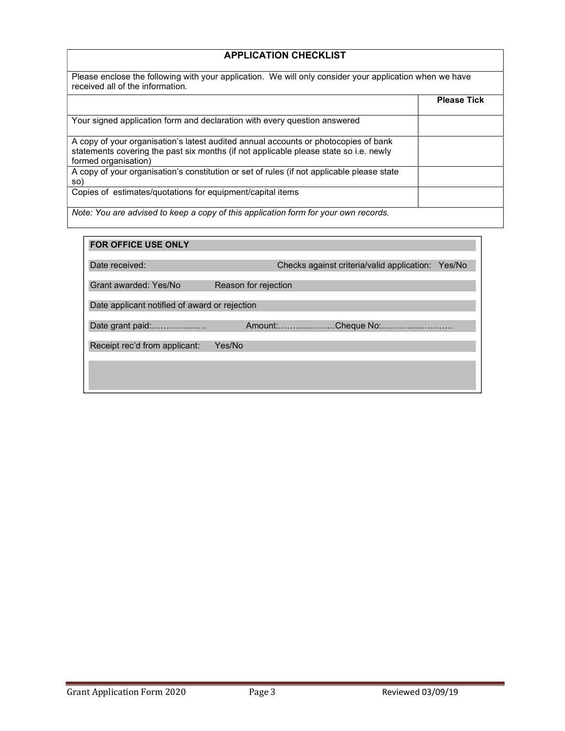## APPLICATION CHECKLIST

Please enclose the following with your application. We will only consider your application when we have received all of the information.

| | Please Tick |
|---|---|
| Your signed application form and declaration with every question answered | |
| A copy of your organisation's latest audited annual accounts or photocopies of bank statements covering the past six months (if not applicable please state so i.e. newly formed organisation) | |
| A copy of your organisation's constitution or set of rules (if not applicable please state so) | |
| Copies of estimates/quotations for equipment/capital items | |

*Note: You are advised to keep a copy of this application form for your own records.*

**FOR OFFICE USE ONLY**

Date received: Checks against criteria/valid application: Yes/No

Grant awarded: Yes/No Reason for rejection

Date applicant notified of award or rejection

Date grant paid:………………. Amount:………………..Cheque No:…………………….

Receipt rec'd from applicant: Yes/No